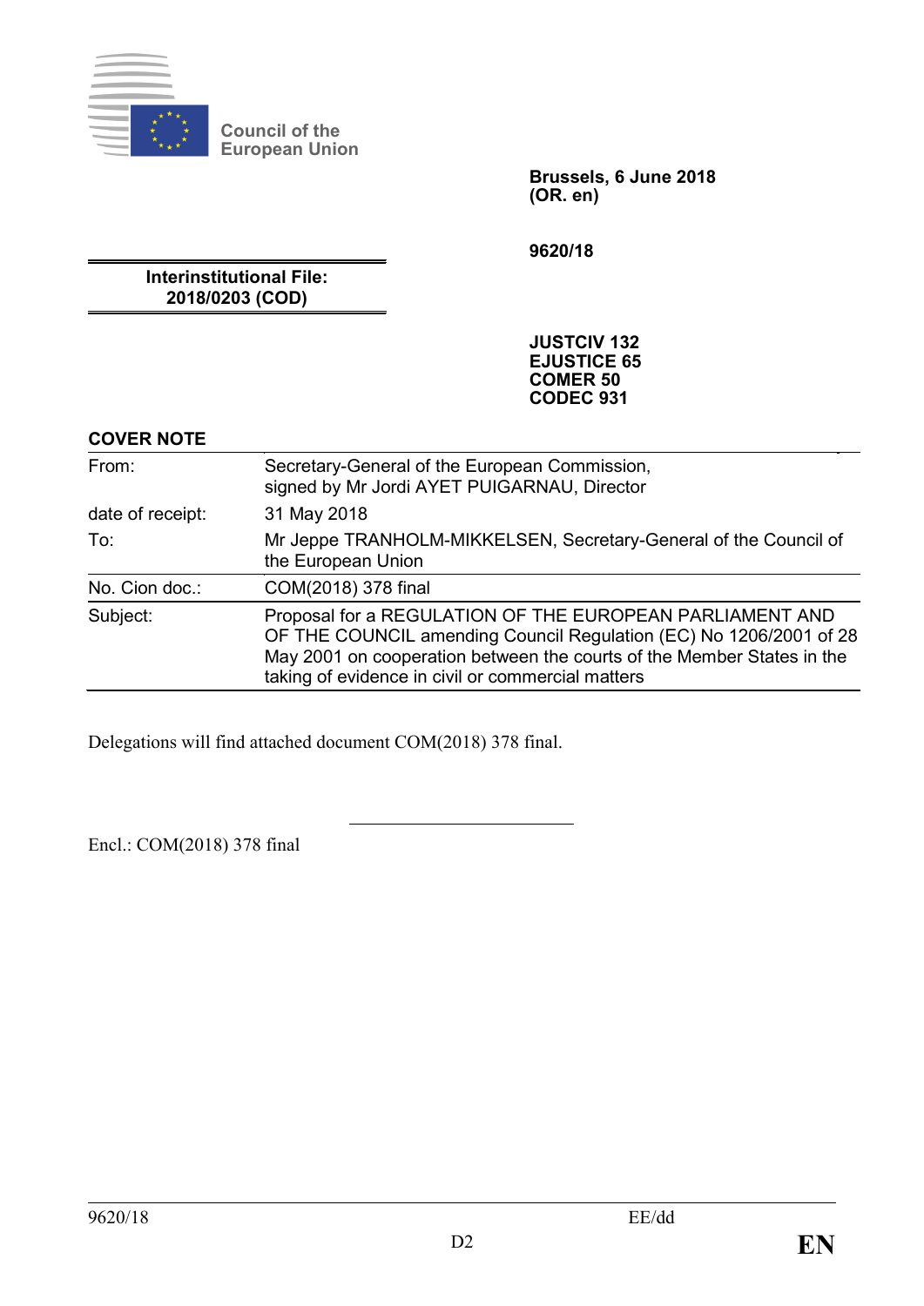Council of the European Union

**Brussels, 6 June 2018**
**(OR. en)**

**9620/18**

**Interinstitutional File:**
**2018/0203 (COD)**

**JUSTCIV 132**
**EJUSTICE 65**
**COMER 50**
**CODEC 931**

**COVER NOTE**

| | |
|---|---|
| From: | Secretary-General of the European Commission, signed by Mr Jordi AYET PUIGARNAU, Director |
| date of receipt: | 31 May 2018 |
| To: | Mr Jeppe TRANHOLM-MIKKELSEN, Secretary-General of the Council of the European Union |
| No. Cion doc.: | COM(2018) 378 final |
| Subject: | Proposal for a REGULATION OF THE EUROPEAN PARLIAMENT AND OF THE COUNCIL amending Council Regulation (EC) No 1206/2001 of 28 May 2001 on cooperation between the courts of the Member States in the taking of evidence in civil or commercial matters |

Delegations will find attached document COM(2018) 378 final.

---

Encl.: COM(2018) 378 final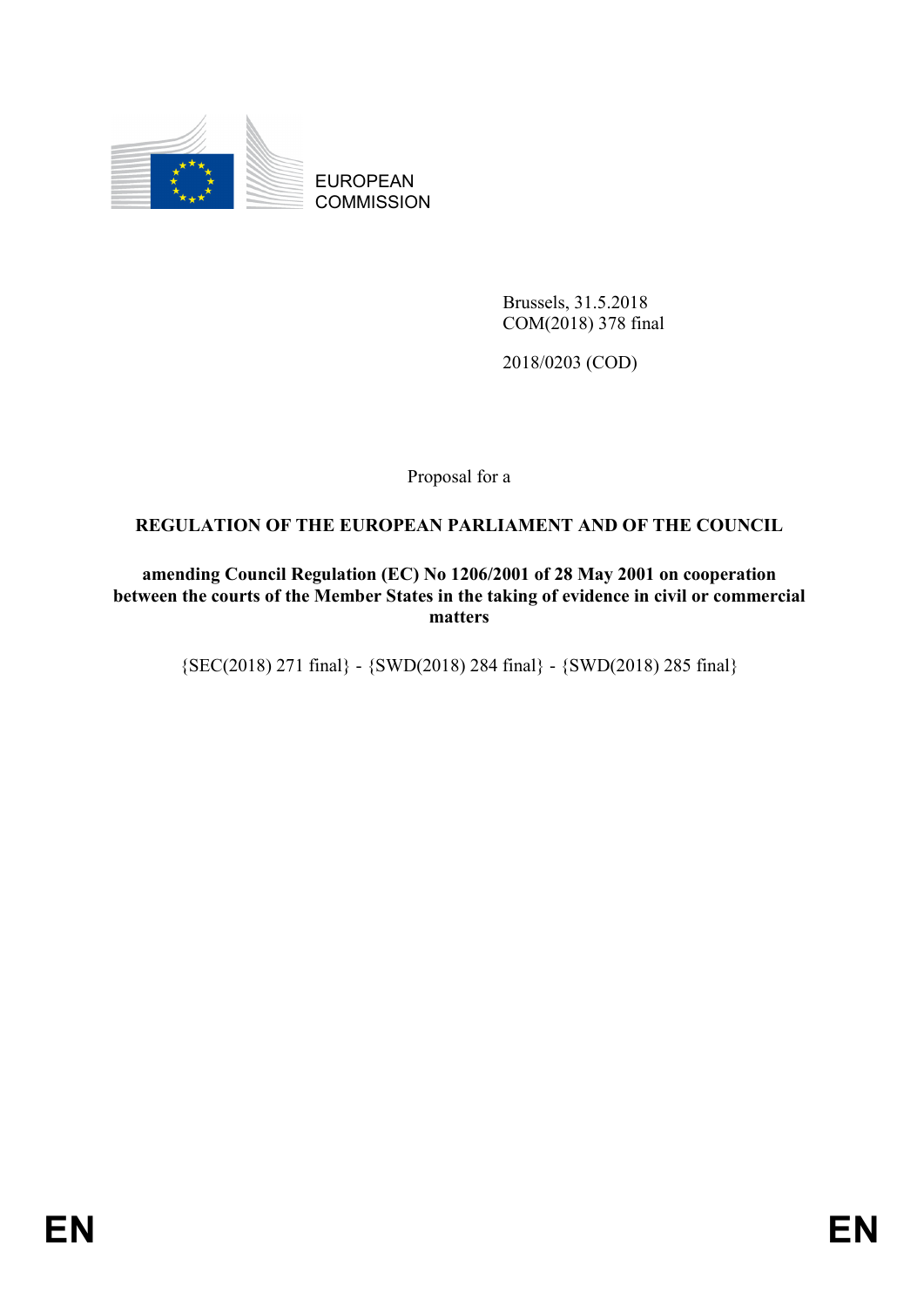EUROPEAN COMMISSION

Brussels, 31.5.2018
COM(2018) 378 final

2018/0203 (COD)

Proposal for a

**REGULATION OF THE EUROPEAN PARLIAMENT AND OF THE COUNCIL**

**amending Council Regulation (EC) No 1206/2001 of 28 May 2001 on cooperation between the courts of the Member States in the taking of evidence in civil or commercial matters**

{SEC(2018) 271 final} - {SWD(2018) 284 final} - {SWD(2018) 285 final}

EN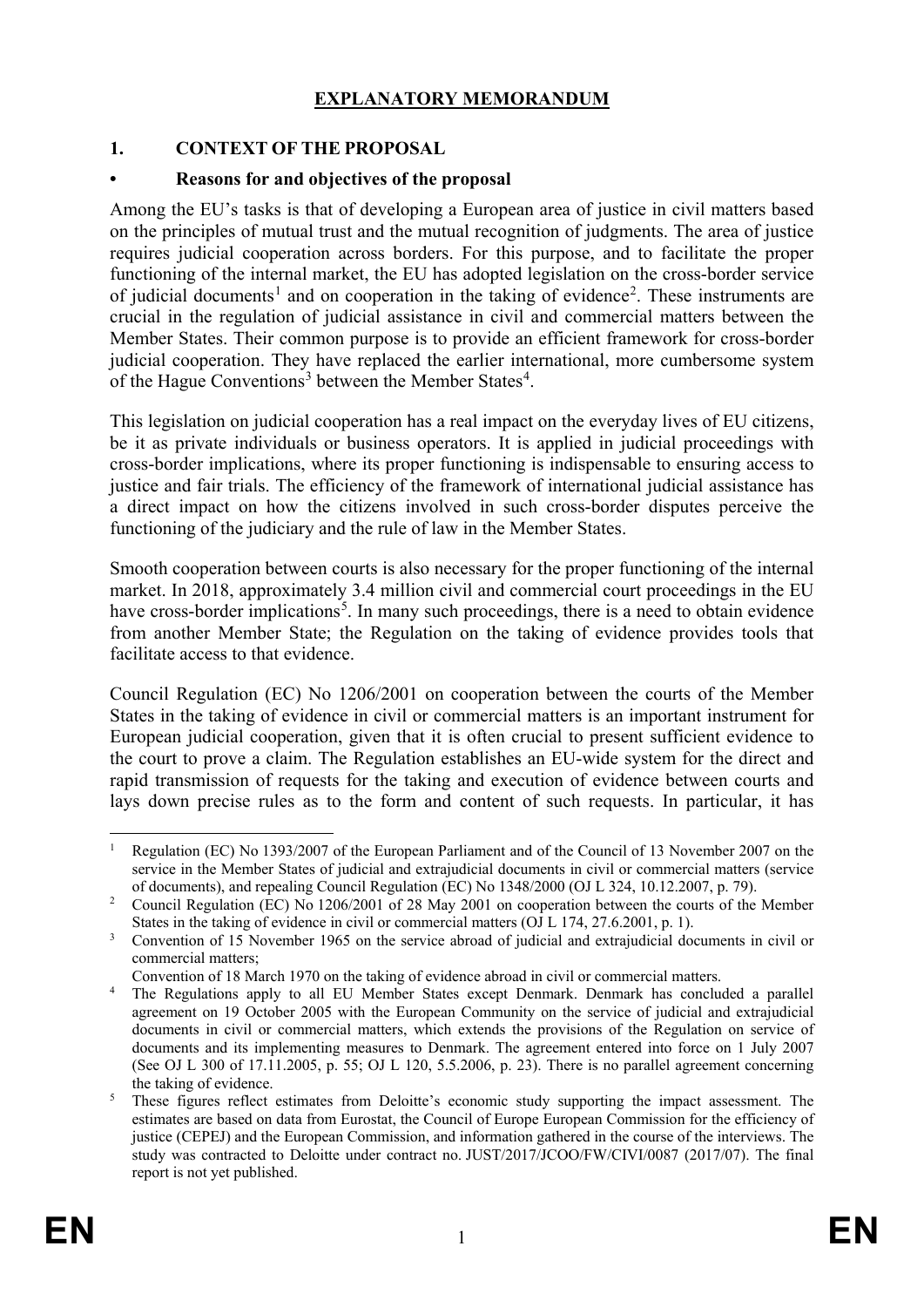# EXPLANATORY MEMORANDUM

## 1. CONTEXT OF THE PROPOSAL

### • Reasons for and objectives of the proposal

Among the EU's tasks is that of developing a European area of justice in civil matters based on the principles of mutual trust and the mutual recognition of judgments. The area of justice requires judicial cooperation across borders. For this purpose, and to facilitate the proper functioning of the internal market, the EU has adopted legislation on the cross-border service of judicial documents[1] and on cooperation in the taking of evidence[2]. These instruments are crucial in the regulation of judicial assistance in civil and commercial matters between the Member States. Their common purpose is to provide an efficient framework for cross-border judicial cooperation. They have replaced the earlier international, more cumbersome system of the Hague Conventions[3] between the Member States[4].

This legislation on judicial cooperation has a real impact on the everyday lives of EU citizens, be it as private individuals or business operators. It is applied in judicial proceedings with cross-border implications, where its proper functioning is indispensable to ensuring access to justice and fair trials. The efficiency of the framework of international judicial assistance has a direct impact on how the citizens involved in such cross-border disputes perceive the functioning of the judiciary and the rule of law in the Member States.

Smooth cooperation between courts is also necessary for the proper functioning of the internal market. In 2018, approximately 3.4 million civil and commercial court proceedings in the EU have cross-border implications[5]. In many such proceedings, there is a need to obtain evidence from another Member State; the Regulation on the taking of evidence provides tools that facilitate access to that evidence.

Council Regulation (EC) No 1206/2001 on cooperation between the courts of the Member States in the taking of evidence in civil or commercial matters is an important instrument for European judicial cooperation, given that it is often crucial to present sufficient evidence to the court to prove a claim. The Regulation establishes an EU-wide system for the direct and rapid transmission of requests for the taking and execution of evidence between courts and lays down precise rules as to the form and content of such requests. In particular, it has

---

[1] Regulation (EC) No 1393/2007 of the European Parliament and of the Council of 13 November 2007 on the service in the Member States of judicial and extrajudicial documents in civil or commercial matters (service of documents), and repealing Council Regulation (EC) No 1348/2000 (OJ L 324, 10.12.2007, p. 79).

[2] Council Regulation (EC) No 1206/2001 of 28 May 2001 on cooperation between the courts of the Member States in the taking of evidence in civil or commercial matters (OJ L 174, 27.6.2001, p. 1).

[3] Convention of 15 November 1965 on the service abroad of judicial and extrajudicial documents in civil or commercial matters;
Convention of 18 March 1970 on the taking of evidence abroad in civil or commercial matters.

[4] The Regulations apply to all EU Member States except Denmark. Denmark has concluded a parallel agreement on 19 October 2005 with the European Community on the service of judicial and extrajudicial documents in civil or commercial matters, which extends the provisions of the Regulation on service of documents and its implementing measures to Denmark. The agreement entered into force on 1 July 2007 (See OJ L 300 of 17.11.2005, p. 55; OJ L 120, 5.5.2006, p. 23). There is no parallel agreement concerning the taking of evidence.

[5] These figures reflect estimates from Deloitte's economic study supporting the impact assessment. The estimates are based on data from Eurostat, the Council of Europe European Commission for the efficiency of justice (CEPEJ) and the European Commission, and information gathered in the course of the interviews. The study was contracted to Deloitte under contract no. JUST/2017/JCOO/FW/CIVI/0087 (2017/07). The final report is not yet published.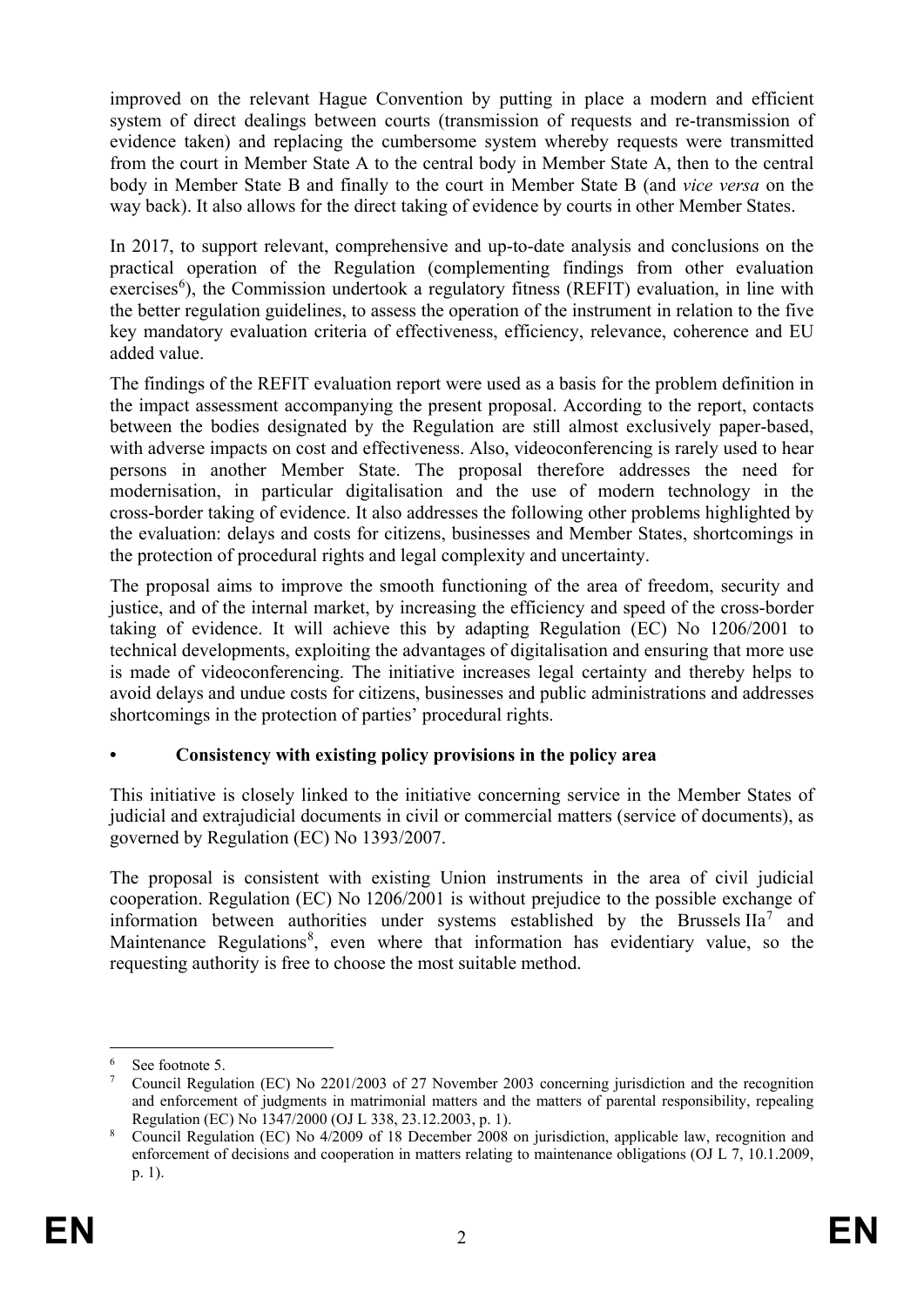improved on the relevant Hague Convention by putting in place a modern and efficient system of direct dealings between courts (transmission of requests and re-transmission of evidence taken) and replacing the cumbersome system whereby requests were transmitted from the court in Member State A to the central body in Member State A, then to the central body in Member State B and finally to the court in Member State B (and *vice versa* on the way back). It also allows for the direct taking of evidence by courts in other Member States.

In 2017, to support relevant, comprehensive and up-to-date analysis and conclusions on the practical operation of the Regulation (complementing findings from other evaluation exercises[6]), the Commission undertook a regulatory fitness (REFIT) evaluation, in line with the better regulation guidelines, to assess the operation of the instrument in relation to the five key mandatory evaluation criteria of effectiveness, efficiency, relevance, coherence and EU added value.

The findings of the REFIT evaluation report were used as a basis for the problem definition in the impact assessment accompanying the present proposal. According to the report, contacts between the bodies designated by the Regulation are still almost exclusively paper-based, with adverse impacts on cost and effectiveness. Also, videoconferencing is rarely used to hear persons in another Member State. The proposal therefore addresses the need for modernisation, in particular digitalisation and the use of modern technology in the cross-border taking of evidence. It also addresses the following other problems highlighted by the evaluation: delays and costs for citizens, businesses and Member States, shortcomings in the protection of procedural rights and legal complexity and uncertainty.

The proposal aims to improve the smooth functioning of the area of freedom, security and justice, and of the internal market, by increasing the efficiency and speed of the cross-border taking of evidence. It will achieve this by adapting Regulation (EC) No 1206/2001 to technical developments, exploiting the advantages of digitalisation and ensuring that more use is made of videoconferencing. The initiative increases legal certainty and thereby helps to avoid delays and undue costs for citizens, businesses and public administrations and addresses shortcomings in the protection of parties' procedural rights.

- **Consistency with existing policy provisions in the policy area**

This initiative is closely linked to the initiative concerning service in the Member States of judicial and extrajudicial documents in civil or commercial matters (service of documents), as governed by Regulation (EC) No 1393/2007.

The proposal is consistent with existing Union instruments in the area of civil judicial cooperation. Regulation (EC) No 1206/2001 is without prejudice to the possible exchange of information between authorities under systems established by the Brussels IIa[7] and Maintenance Regulations[8], even where that information has evidentiary value, so the requesting authority is free to choose the most suitable method.

---

[6] See footnote 5.

[7] Council Regulation (EC) No 2201/2003 of 27 November 2003 concerning jurisdiction and the recognition and enforcement of judgments in matrimonial matters and the matters of parental responsibility, repealing Regulation (EC) No 1347/2000 (OJ L 338, 23.12.2003, p. 1).

[8] Council Regulation (EC) No 4/2009 of 18 December 2008 on jurisdiction, applicable law, recognition and enforcement of decisions and cooperation in matters relating to maintenance obligations (OJ L 7, 10.1.2009, p. 1).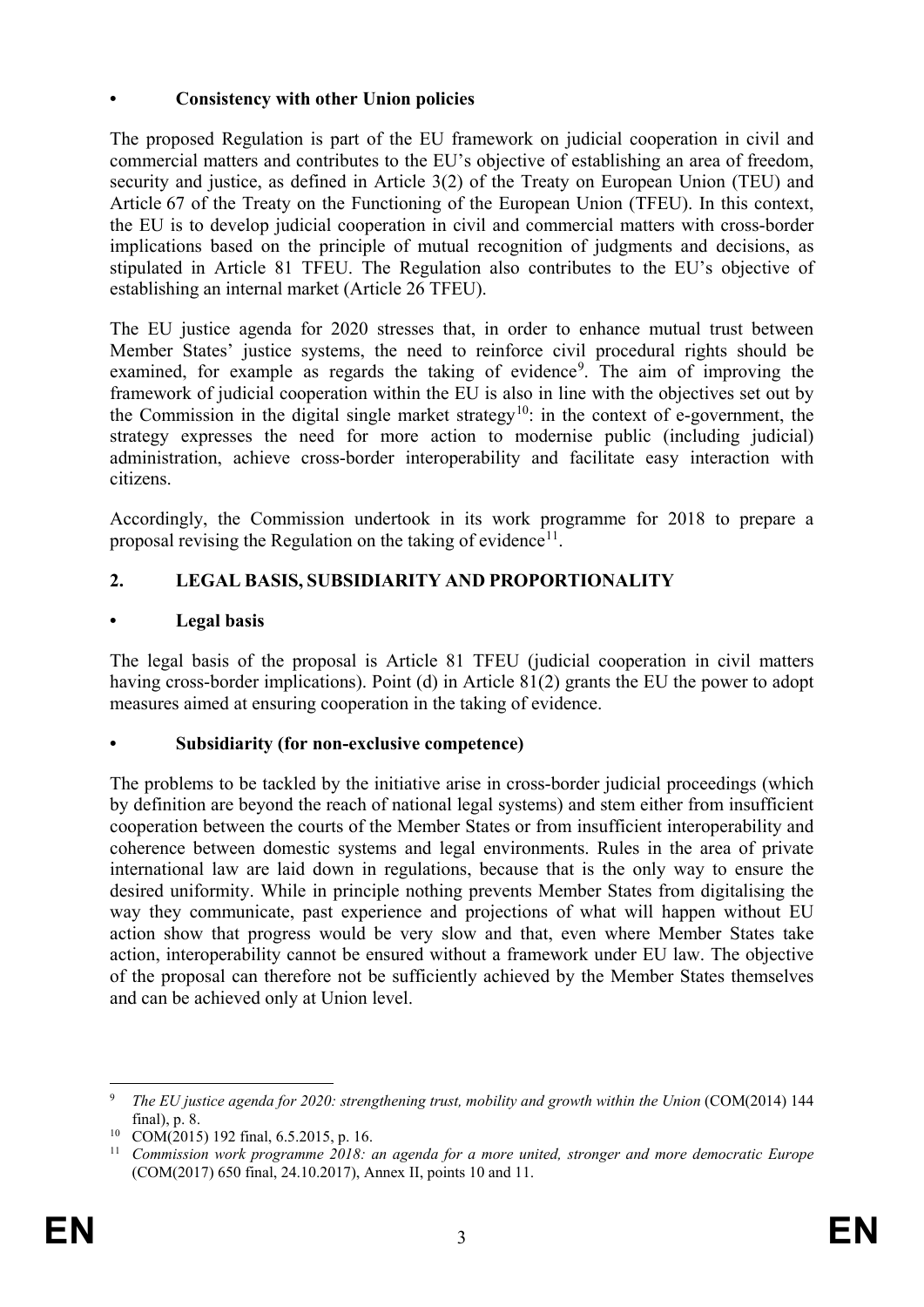**• Consistency with other Union policies**

The proposed Regulation is part of the EU framework on judicial cooperation in civil and commercial matters and contributes to the EU's objective of establishing an area of freedom, security and justice, as defined in Article 3(2) of the Treaty on European Union (TEU) and Article 67 of the Treaty on the Functioning of the European Union (TFEU). In this context, the EU is to develop judicial cooperation in civil and commercial matters with cross-border implications based on the principle of mutual recognition of judgments and decisions, as stipulated in Article 81 TFEU. The Regulation also contributes to the EU's objective of establishing an internal market (Article 26 TFEU).

The EU justice agenda for 2020 stresses that, in order to enhance mutual trust between Member States' justice systems, the need to reinforce civil procedural rights should be examined, for example as regards the taking of evidence[9]. The aim of improving the framework of judicial cooperation within the EU is also in line with the objectives set out by the Commission in the digital single market strategy[10]: in the context of e-government, the strategy expresses the need for more action to modernise public (including judicial) administration, achieve cross-border interoperability and facilitate easy interaction with citizens.

Accordingly, the Commission undertook in its work programme for 2018 to prepare a proposal revising the Regulation on the taking of evidence[11].

## 2. LEGAL BASIS, SUBSIDIARITY AND PROPORTIONALITY

**• Legal basis**

The legal basis of the proposal is Article 81 TFEU (judicial cooperation in civil matters having cross-border implications). Point (d) in Article 81(2) grants the EU the power to adopt measures aimed at ensuring cooperation in the taking of evidence.

**• Subsidiarity (for non-exclusive competence)**

The problems to be tackled by the initiative arise in cross-border judicial proceedings (which by definition are beyond the reach of national legal systems) and stem either from insufficient cooperation between the courts of the Member States or from insufficient interoperability and coherence between domestic systems and legal environments. Rules in the area of private international law are laid down in regulations, because that is the only way to ensure the desired uniformity. While in principle nothing prevents Member States from digitalising the way they communicate, past experience and projections of what will happen without EU action show that progress would be very slow and that, even where Member States take action, interoperability cannot be ensured without a framework under EU law. The objective of the proposal can therefore not be sufficiently achieved by the Member States themselves and can be achieved only at Union level.

---

[9] *The EU justice agenda for 2020: strengthening trust, mobility and growth within the Union* (COM(2014) 144 final), p. 8.

[10] COM(2015) 192 final, 6.5.2015, p. 16.

[11] *Commission work programme 2018: an agenda for a more united, stronger and more democratic Europe* (COM(2017) 650 final, 24.10.2017), Annex II, points 10 and 11.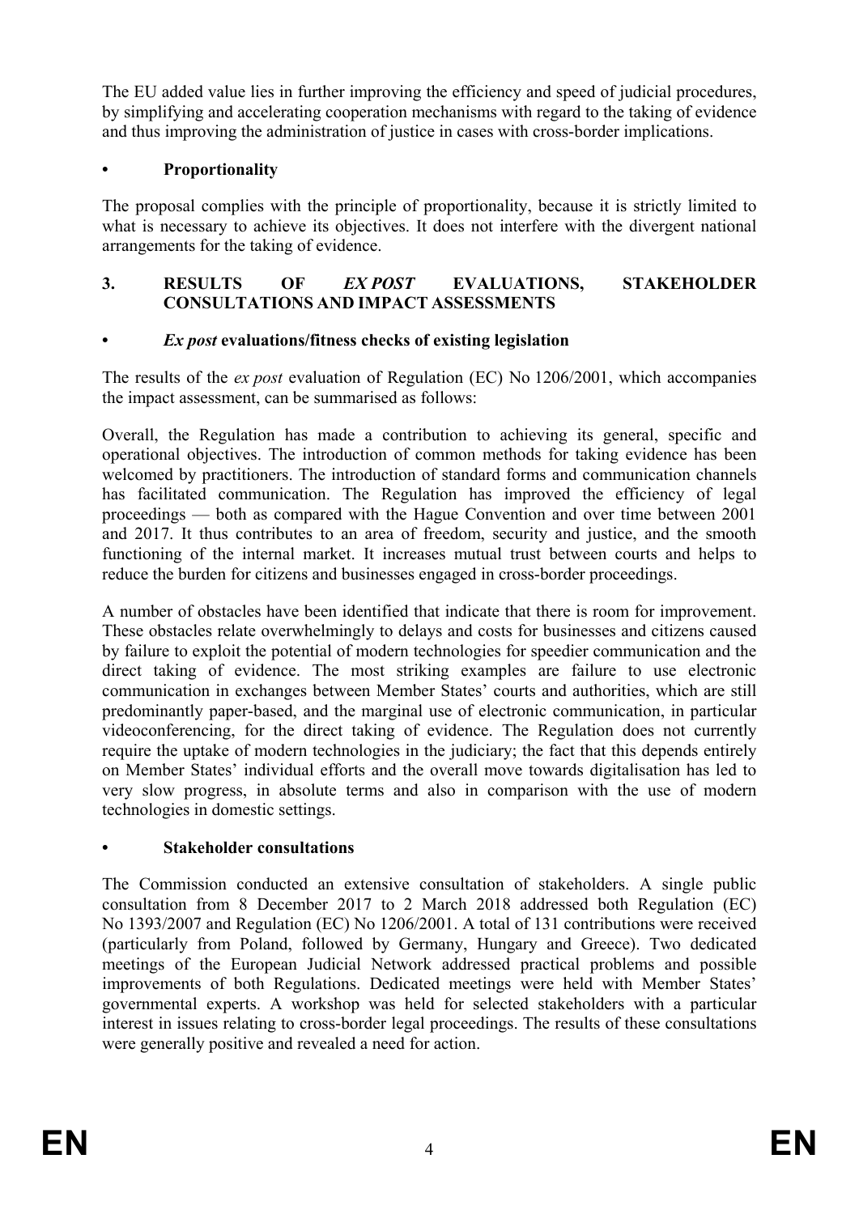The EU added value lies in further improving the efficiency and speed of judicial procedures, by simplifying and accelerating cooperation mechanisms with regard to the taking of evidence and thus improving the administration of justice in cases with cross-border implications.

- **Proportionality**

The proposal complies with the principle of proportionality, because it is strictly limited to what is necessary to achieve its objectives. It does not interfere with the divergent national arrangements for the taking of evidence.

## 3. RESULTS OF *EX POST* EVALUATIONS, STAKEHOLDER CONSULTATIONS AND IMPACT ASSESSMENTS

- ***Ex post* evaluations/fitness checks of existing legislation**

The results of the *ex post* evaluation of Regulation (EC) No 1206/2001, which accompanies the impact assessment, can be summarised as follows:

Overall, the Regulation has made a contribution to achieving its general, specific and operational objectives. The introduction of common methods for taking evidence has been welcomed by practitioners. The introduction of standard forms and communication channels has facilitated communication. The Regulation has improved the efficiency of legal proceedings — both as compared with the Hague Convention and over time between 2001 and 2017. It thus contributes to an area of freedom, security and justice, and the smooth functioning of the internal market. It increases mutual trust between courts and helps to reduce the burden for citizens and businesses engaged in cross-border proceedings.

A number of obstacles have been identified that indicate that there is room for improvement. These obstacles relate overwhelmingly to delays and costs for businesses and citizens caused by failure to exploit the potential of modern technologies for speedier communication and the direct taking of evidence. The most striking examples are failure to use electronic communication in exchanges between Member States' courts and authorities, which are still predominantly paper-based, and the marginal use of electronic communication, in particular videoconferencing, for the direct taking of evidence. The Regulation does not currently require the uptake of modern technologies in the judiciary; the fact that this depends entirely on Member States' individual efforts and the overall move towards digitalisation has led to very slow progress, in absolute terms and also in comparison with the use of modern technologies in domestic settings.

- **Stakeholder consultations**

The Commission conducted an extensive consultation of stakeholders. A single public consultation from 8 December 2017 to 2 March 2018 addressed both Regulation (EC) No 1393/2007 and Regulation (EC) No 1206/2001. A total of 131 contributions were received (particularly from Poland, followed by Germany, Hungary and Greece). Two dedicated meetings of the European Judicial Network addressed practical problems and possible improvements of both Regulations. Dedicated meetings were held with Member States' governmental experts. A workshop was held for selected stakeholders with a particular interest in issues relating to cross-border legal proceedings. The results of these consultations were generally positive and revealed a need for action.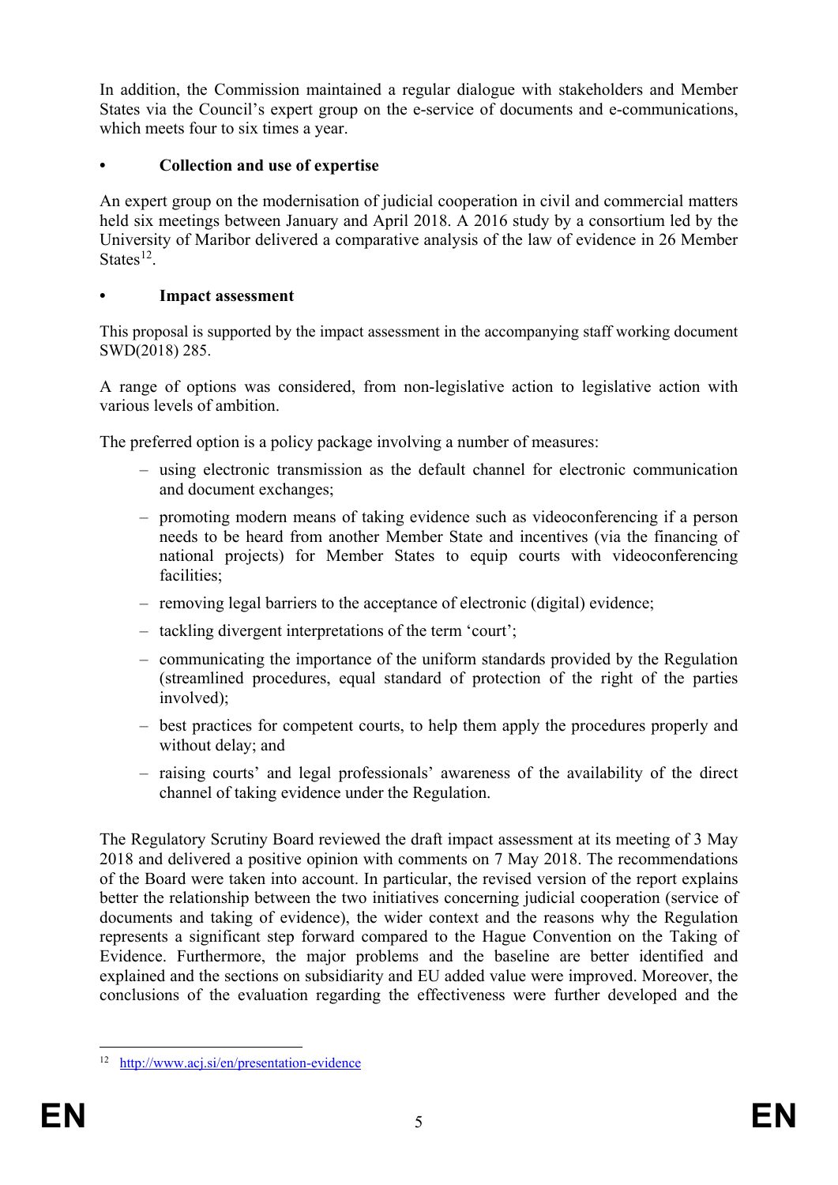In addition, the Commission maintained a regular dialogue with stakeholders and Member States via the Council's expert group on the e-service of documents and e-communications, which meets four to six times a year.

- **Collection and use of expertise**

An expert group on the modernisation of judicial cooperation in civil and commercial matters held six meetings between January and April 2018. A 2016 study by a consortium led by the University of Maribor delivered a comparative analysis of the law of evidence in 26 Member States[12].

- **Impact assessment**

This proposal is supported by the impact assessment in the accompanying staff working document SWD(2018) 285.

A range of options was considered, from non-legislative action to legislative action with various levels of ambition.

The preferred option is a policy package involving a number of measures:

- using electronic transmission as the default channel for electronic communication and document exchanges;
- promoting modern means of taking evidence such as videoconferencing if a person needs to be heard from another Member State and incentives (via the financing of national projects) for Member States to equip courts with videoconferencing facilities;
- removing legal barriers to the acceptance of electronic (digital) evidence;
- tackling divergent interpretations of the term 'court';
- communicating the importance of the uniform standards provided by the Regulation (streamlined procedures, equal standard of protection of the right of the parties involved);
- best practices for competent courts, to help them apply the procedures properly and without delay; and
- raising courts' and legal professionals' awareness of the availability of the direct channel of taking evidence under the Regulation.

The Regulatory Scrutiny Board reviewed the draft impact assessment at its meeting of 3 May 2018 and delivered a positive opinion with comments on 7 May 2018. The recommendations of the Board were taken into account. In particular, the revised version of the report explains better the relationship between the two initiatives concerning judicial cooperation (service of documents and taking of evidence), the wider context and the reasons why the Regulation represents a significant step forward compared to the Hague Convention on the Taking of Evidence. Furthermore, the major problems and the baseline are better identified and explained and the sections on subsidiarity and EU added value were improved. Moreover, the conclusions of the evaluation regarding the effectiveness were further developed and the

---

[12] http://www.acj.si/en/presentation-evidence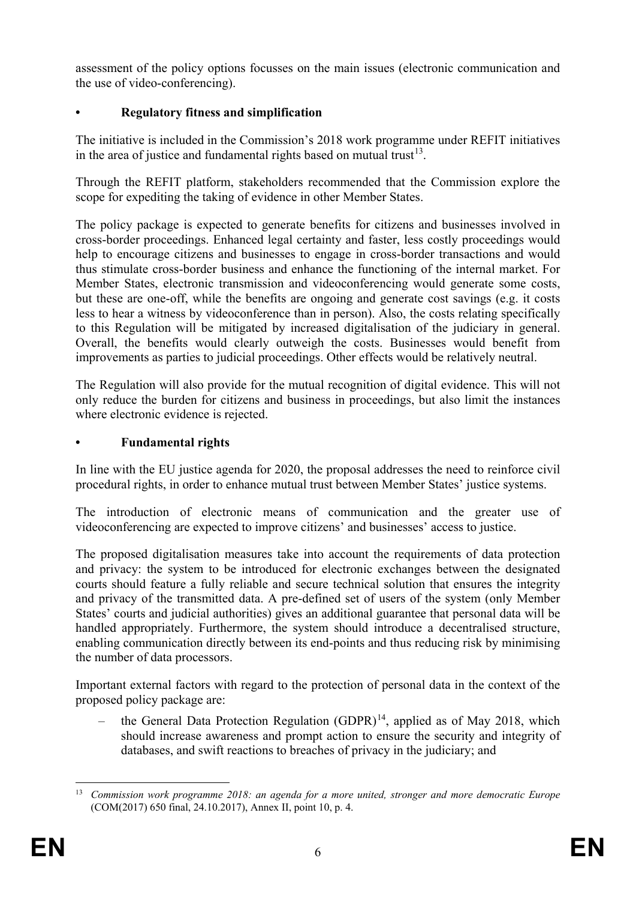assessment of the policy options focusses on the main issues (electronic communication and the use of video-conferencing).

- **Regulatory fitness and simplification**

The initiative is included in the Commission's 2018 work programme under REFIT initiatives in the area of justice and fundamental rights based on mutual trust[13].

Through the REFIT platform, stakeholders recommended that the Commission explore the scope for expediting the taking of evidence in other Member States.

The policy package is expected to generate benefits for citizens and businesses involved in cross-border proceedings. Enhanced legal certainty and faster, less costly proceedings would help to encourage citizens and businesses to engage in cross-border transactions and would thus stimulate cross-border business and enhance the functioning of the internal market. For Member States, electronic transmission and videoconferencing would generate some costs, but these are one-off, while the benefits are ongoing and generate cost savings (e.g. it costs less to hear a witness by videoconference than in person). Also, the costs relating specifically to this Regulation will be mitigated by increased digitalisation of the judiciary in general. Overall, the benefits would clearly outweigh the costs. Businesses would benefit from improvements as parties to judicial proceedings. Other effects would be relatively neutral.

The Regulation will also provide for the mutual recognition of digital evidence. This will not only reduce the burden for citizens and business in proceedings, but also limit the instances where electronic evidence is rejected.

- **Fundamental rights**

In line with the EU justice agenda for 2020, the proposal addresses the need to reinforce civil procedural rights, in order to enhance mutual trust between Member States' justice systems.

The introduction of electronic means of communication and the greater use of videoconferencing are expected to improve citizens' and businesses' access to justice.

The proposed digitalisation measures take into account the requirements of data protection and privacy: the system to be introduced for electronic exchanges between the designated courts should feature a fully reliable and secure technical solution that ensures the integrity and privacy of the transmitted data. A pre-defined set of users of the system (only Member States' courts and judicial authorities) gives an additional guarantee that personal data will be handled appropriately. Furthermore, the system should introduce a decentralised structure, enabling communication directly between its end-points and thus reducing risk by minimising the number of data processors.

Important external factors with regard to the protection of personal data in the context of the proposed policy package are:

– the General Data Protection Regulation (GDPR)[14], applied as of May 2018, which should increase awareness and prompt action to ensure the security and integrity of databases, and swift reactions to breaches of privacy in the judiciary; and

---

[13] *Commission work programme 2018: an agenda for a more united, stronger and more democratic Europe* (COM(2017) 650 final, 24.10.2017), Annex II, point 10, p. 4.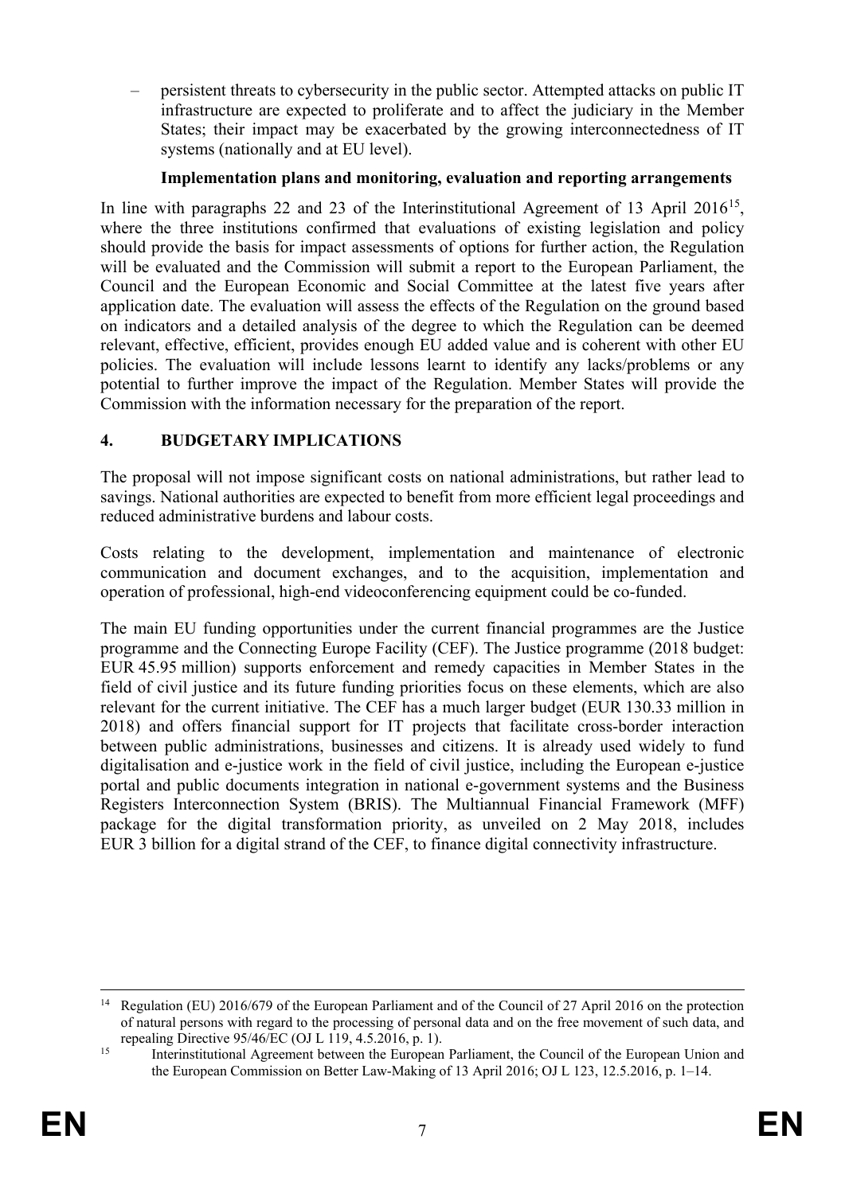– persistent threats to cybersecurity in the public sector. Attempted attacks on public IT infrastructure are expected to proliferate and to affect the judiciary in the Member States; their impact may be exacerbated by the growing interconnectedness of IT systems (nationally and at EU level).

**Implementation plans and monitoring, evaluation and reporting arrangements**

In line with paragraphs 22 and 23 of the Interinstitutional Agreement of 13 April 2016[15], where the three institutions confirmed that evaluations of existing legislation and policy should provide the basis for impact assessments of options for further action, the Regulation will be evaluated and the Commission will submit a report to the European Parliament, the Council and the European Economic and Social Committee at the latest five years after application date. The evaluation will assess the effects of the Regulation on the ground based on indicators and a detailed analysis of the degree to which the Regulation can be deemed relevant, effective, efficient, provides enough EU added value and is coherent with other EU policies. The evaluation will include lessons learnt to identify any lacks/problems or any potential to further improve the impact of the Regulation. Member States will provide the Commission with the information necessary for the preparation of the report.

## 4. BUDGETARY IMPLICATIONS

The proposal will not impose significant costs on national administrations, but rather lead to savings. National authorities are expected to benefit from more efficient legal proceedings and reduced administrative burdens and labour costs.

Costs relating to the development, implementation and maintenance of electronic communication and document exchanges, and to the acquisition, implementation and operation of professional, high-end videoconferencing equipment could be co-funded.

The main EU funding opportunities under the current financial programmes are the Justice programme and the Connecting Europe Facility (CEF). The Justice programme (2018 budget: EUR 45.95 million) supports enforcement and remedy capacities in Member States in the field of civil justice and its future funding priorities focus on these elements, which are also relevant for the current initiative. The CEF has a much larger budget (EUR 130.33 million in 2018) and offers financial support for IT projects that facilitate cross-border interaction between public administrations, businesses and citizens. It is already used widely to fund digitalisation and e-justice work in the field of civil justice, including the European e-justice portal and public documents integration in national e-government systems and the Business Registers Interconnection System (BRIS). The Multiannual Financial Framework (MFF) package for the digital transformation priority, as unveiled on 2 May 2018, includes EUR 3 billion for a digital strand of the CEF, to finance digital connectivity infrastructure.

---

[14] Regulation (EU) 2016/679 of the European Parliament and of the Council of 27 April 2016 on the protection of natural persons with regard to the processing of personal data and on the free movement of such data, and repealing Directive 95/46/EC (OJ L 119, 4.5.2016, p. 1).

[15] Interinstitutional Agreement between the European Parliament, the Council of the European Union and the European Commission on Better Law-Making of 13 April 2016; OJ L 123, 12.5.2016, p. 1–14.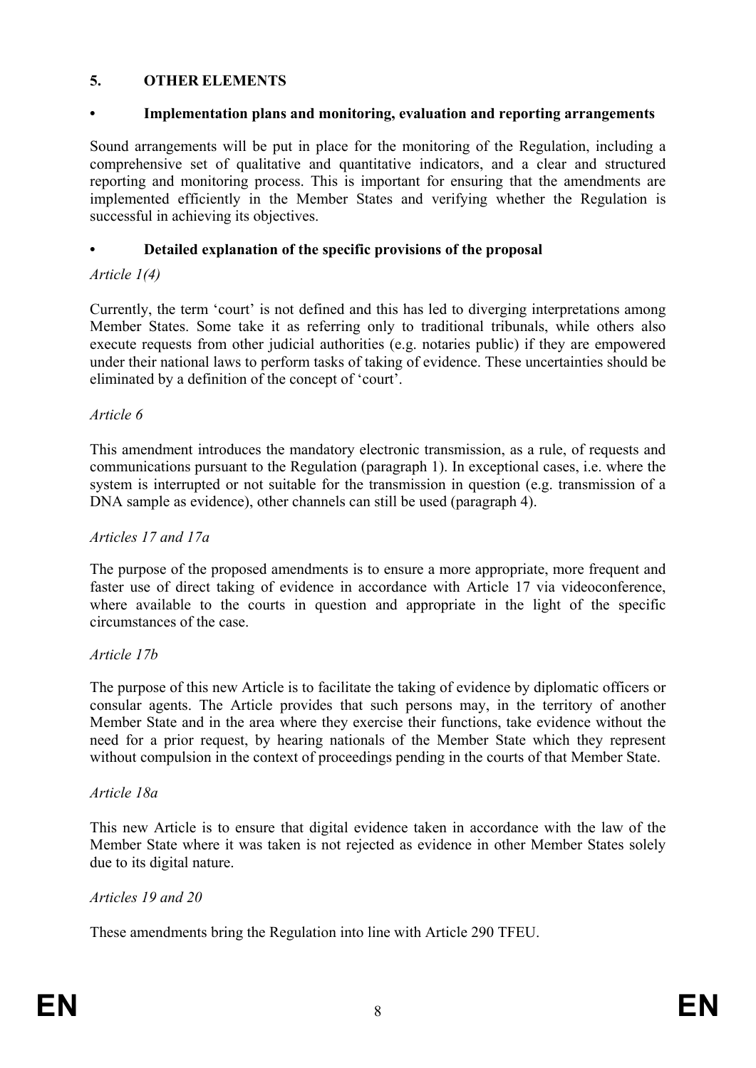## 5. OTHER ELEMENTS

### • Implementation plans and monitoring, evaluation and reporting arrangements

Sound arrangements will be put in place for the monitoring of the Regulation, including a comprehensive set of qualitative and quantitative indicators, and a clear and structured reporting and monitoring process. This is important for ensuring that the amendments are implemented efficiently in the Member States and verifying whether the Regulation is successful in achieving its objectives.

### • Detailed explanation of the specific provisions of the proposal

*Article 1(4)*

Currently, the term 'court' is not defined and this has led to diverging interpretations among Member States. Some take it as referring only to traditional tribunals, while others also execute requests from other judicial authorities (e.g. notaries public) if they are empowered under their national laws to perform tasks of taking of evidence. These uncertainties should be eliminated by a definition of the concept of 'court'.

*Article 6*

This amendment introduces the mandatory electronic transmission, as a rule, of requests and communications pursuant to the Regulation (paragraph 1). In exceptional cases, i.e. where the system is interrupted or not suitable for the transmission in question (e.g. transmission of a DNA sample as evidence), other channels can still be used (paragraph 4).

*Articles 17 and 17a*

The purpose of the proposed amendments is to ensure a more appropriate, more frequent and faster use of direct taking of evidence in accordance with Article 17 via videoconference, where available to the courts in question and appropriate in the light of the specific circumstances of the case.

*Article 17b*

The purpose of this new Article is to facilitate the taking of evidence by diplomatic officers or consular agents. The Article provides that such persons may, in the territory of another Member State and in the area where they exercise their functions, take evidence without the need for a prior request, by hearing nationals of the Member State which they represent without compulsion in the context of proceedings pending in the courts of that Member State.

*Article 18a*

This new Article is to ensure that digital evidence taken in accordance with the law of the Member State where it was taken is not rejected as evidence in other Member States solely due to its digital nature.

*Articles 19 and 20*

These amendments bring the Regulation into line with Article 290 TFEU.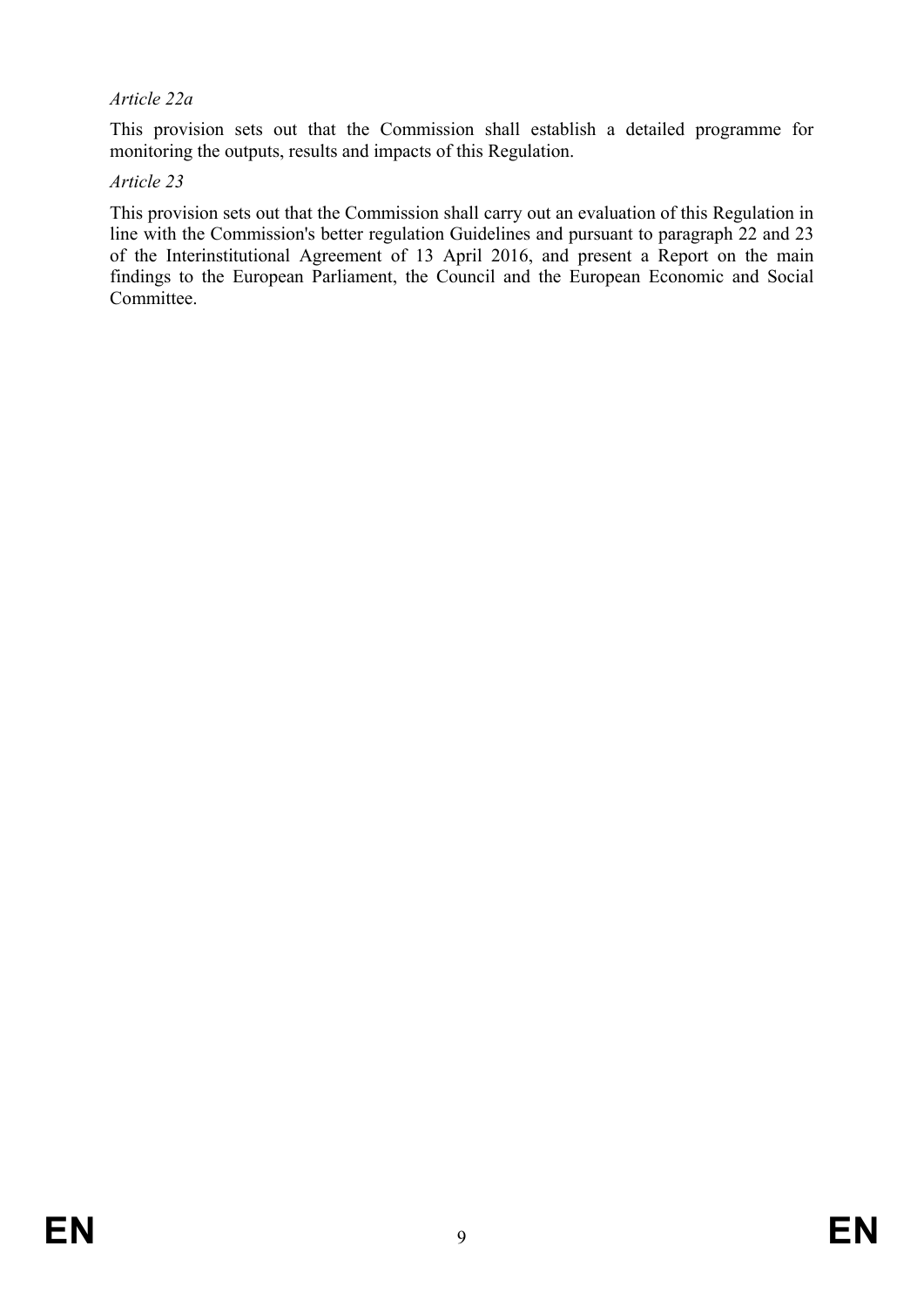*Article 22a*

This provision sets out that the Commission shall establish a detailed programme for monitoring the outputs, results and impacts of this Regulation.

*Article 23*

This provision sets out that the Commission shall carry out an evaluation of this Regulation in line with the Commission's better regulation Guidelines and pursuant to paragraph 22 and 23 of the Interinstitutional Agreement of 13 April 2016, and present a Report on the main findings to the European Parliament, the Council and the European Economic and Social Committee.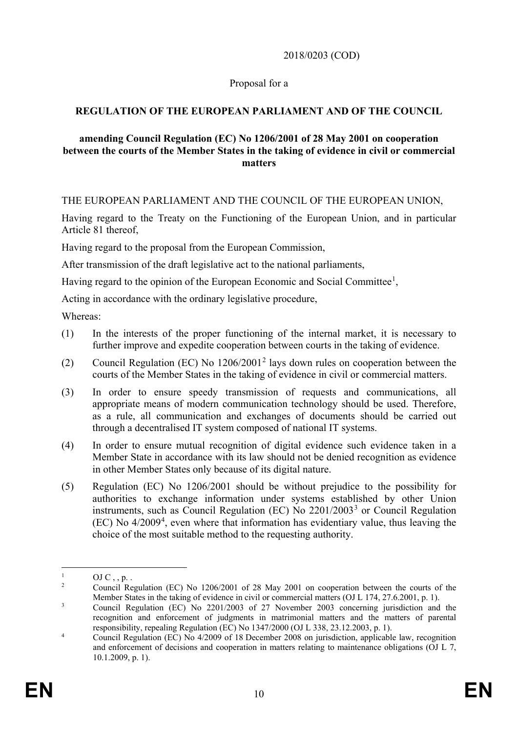2018/0203 (COD)

Proposal for a

**REGULATION OF THE EUROPEAN PARLIAMENT AND OF THE COUNCIL**

**amending Council Regulation (EC) No 1206/2001 of 28 May 2001 on cooperation between the courts of the Member States in the taking of evidence in civil or commercial matters**

THE EUROPEAN PARLIAMENT AND THE COUNCIL OF THE EUROPEAN UNION,

Having regard to the Treaty on the Functioning of the European Union, and in particular Article 81 thereof,

Having regard to the proposal from the European Commission,

After transmission of the draft legislative act to the national parliaments,

Having regard to the opinion of the European Economic and Social Committee[1],

Acting in accordance with the ordinary legislative procedure,

Whereas:

(1) In the interests of the proper functioning of the internal market, it is necessary to further improve and expedite cooperation between courts in the taking of evidence.

(2) Council Regulation (EC) No 1206/2001[2] lays down rules on cooperation between the courts of the Member States in the taking of evidence in civil or commercial matters.

(3) In order to ensure speedy transmission of requests and communications, all appropriate means of modern communication technology should be used. Therefore, as a rule, all communication and exchanges of documents should be carried out through a decentralised IT system composed of national IT systems.

(4) In order to ensure mutual recognition of digital evidence such evidence taken in a Member State in accordance with its law should not be denied recognition as evidence in other Member States only because of its digital nature.

(5) Regulation (EC) No 1206/2001 should be without prejudice to the possibility for authorities to exchange information under systems established by other Union instruments, such as Council Regulation (EC) No 2201/2003[3] or Council Regulation (EC) No 4/2009[4], even where that information has evidentiary value, thus leaving the choice of the most suitable method to the requesting authority.

---

[1] OJ C , , p. .

[2] Council Regulation (EC) No 1206/2001 of 28 May 2001 on cooperation between the courts of the Member States in the taking of evidence in civil or commercial matters (OJ L 174, 27.6.2001, p. 1).

[3] Council Regulation (EC) No 2201/2003 of 27 November 2003 concerning jurisdiction and the recognition and enforcement of judgments in matrimonial matters and the matters of parental responsibility, repealing Regulation (EC) No 1347/2000 (OJ L 338, 23.12.2003, p. 1).

[4] Council Regulation (EC) No 4/2009 of 18 December 2008 on jurisdiction, applicable law, recognition and enforcement of decisions and cooperation in matters relating to maintenance obligations (OJ L 7, 10.1.2009, p. 1).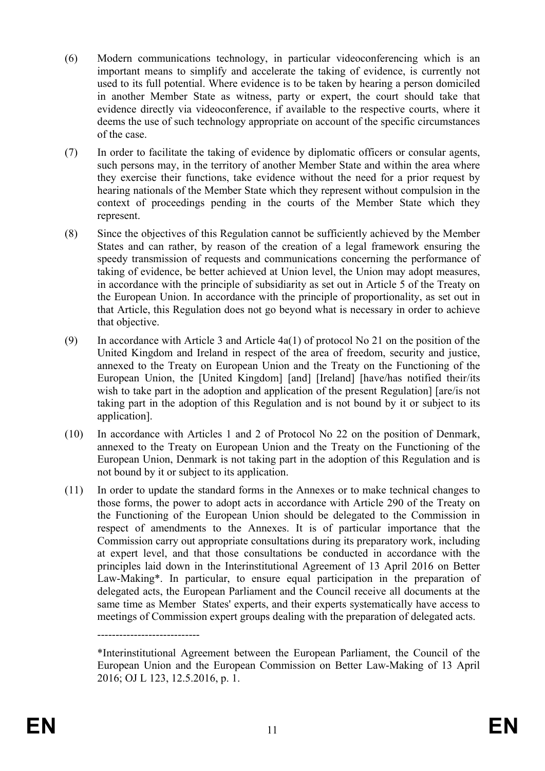(6) Modern communications technology, in particular videoconferencing which is an important means to simplify and accelerate the taking of evidence, is currently not used to its full potential. Where evidence is to be taken by hearing a person domiciled in another Member State as witness, party or expert, the court should take that evidence directly via videoconference, if available to the respective courts, where it deems the use of such technology appropriate on account of the specific circumstances of the case.

(7) In order to facilitate the taking of evidence by diplomatic officers or consular agents, such persons may, in the territory of another Member State and within the area where they exercise their functions, take evidence without the need for a prior request by hearing nationals of the Member State which they represent without compulsion in the context of proceedings pending in the courts of the Member State which they represent.

(8) Since the objectives of this Regulation cannot be sufficiently achieved by the Member States and can rather, by reason of the creation of a legal framework ensuring the speedy transmission of requests and communications concerning the performance of taking of evidence, be better achieved at Union level, the Union may adopt measures, in accordance with the principle of subsidiarity as set out in Article 5 of the Treaty on the European Union. In accordance with the principle of proportionality, as set out in that Article, this Regulation does not go beyond what is necessary in order to achieve that objective.

(9) In accordance with Article 3 and Article 4a(1) of protocol No 21 on the position of the United Kingdom and Ireland in respect of the area of freedom, security and justice, annexed to the Treaty on European Union and the Treaty on the Functioning of the European Union, the [United Kingdom] [and] [Ireland] [have/has notified their/its wish to take part in the adoption and application of the present Regulation] [are/is not taking part in the adoption of this Regulation and is not bound by it or subject to its application].

(10) In accordance with Articles 1 and 2 of Protocol No 22 on the position of Denmark, annexed to the Treaty on European Union and the Treaty on the Functioning of the European Union, Denmark is not taking part in the adoption of this Regulation and is not bound by it or subject to its application.

(11) In order to update the standard forms in the Annexes or to make technical changes to those forms, the power to adopt acts in accordance with Article 290 of the Treaty on the Functioning of the European Union should be delegated to the Commission in respect of amendments to the Annexes. It is of particular importance that the Commission carry out appropriate consultations during its preparatory work, including at expert level, and that those consultations be conducted in accordance with the principles laid down in the Interinstitutional Agreement of 13 April 2016 on Better Law-Making*. In particular, to ensure equal participation in the preparation of delegated acts, the European Parliament and the Council receive all documents at the same time as Member States' experts, and their experts systematically have access to meetings of Commission expert groups dealing with the preparation of delegated acts.

----------------------------

*Interinstitutional Agreement between the European Parliament, the Council of the European Union and the European Commission on Better Law-Making of 13 April 2016; OJ L 123, 12.5.2016, p. 1.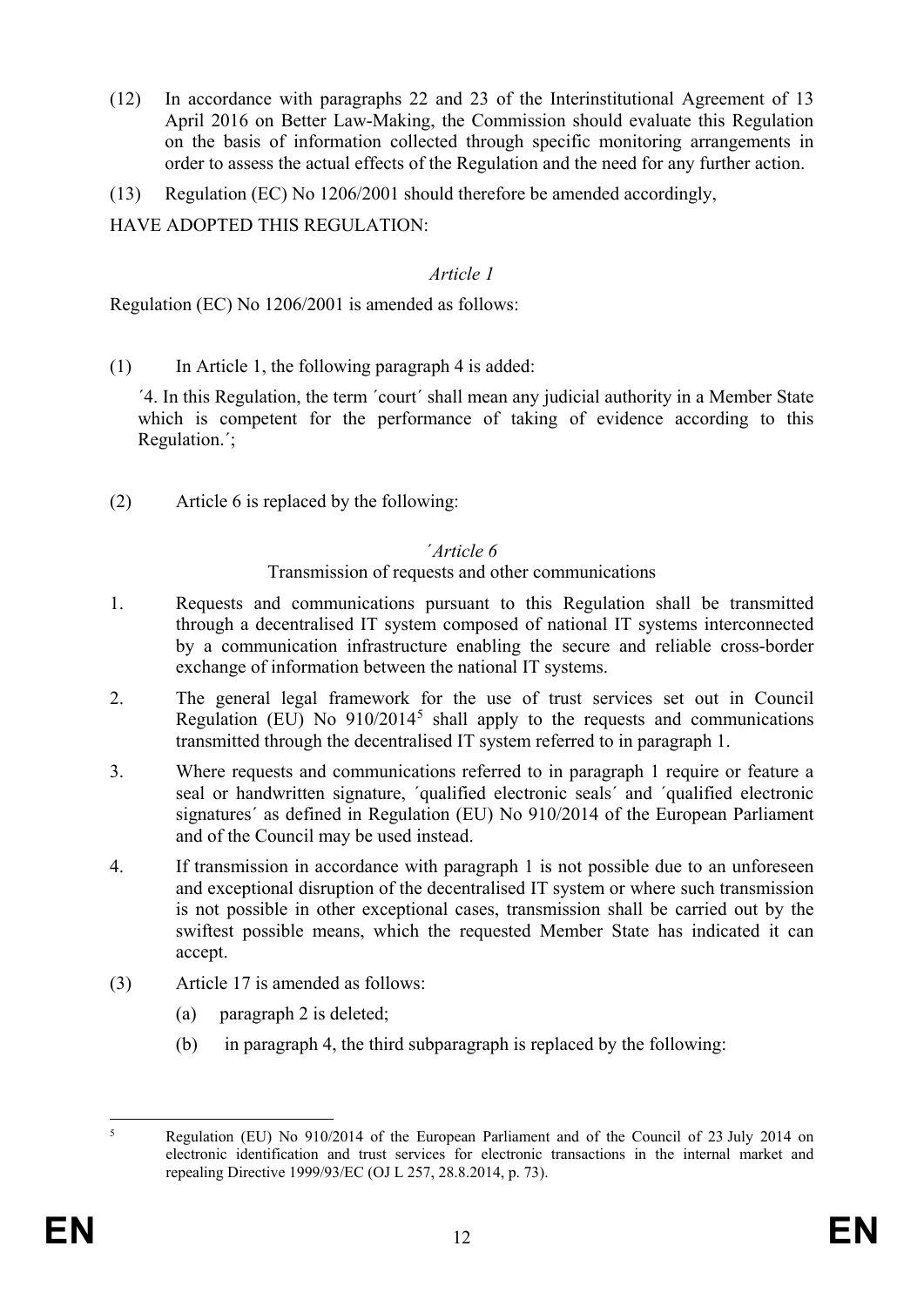(12) In accordance with paragraphs 22 and 23 of the Interinstitutional Agreement of 13 April 2016 on Better Law-Making, the Commission should evaluate this Regulation on the basis of information collected through specific monitoring arrangements in order to assess the actual effects of the Regulation and the need for any further action.

(13) Regulation (EC) No 1206/2001 should therefore be amended accordingly,

HAVE ADOPTED THIS REGULATION:

*Article 1*

Regulation (EC) No 1206/2001 is amended as follows:

(1) In Article 1, the following paragraph 4 is added:

´4. In this Regulation, the term ´court´ shall mean any judicial authority in a Member State which is competent for the performance of taking of evidence according to this Regulation.´;

(2) Article 6 is replaced by the following:

*´Article 6*

Transmission of requests and other communications

1. Requests and communications pursuant to this Regulation shall be transmitted through a decentralised IT system composed of national IT systems interconnected by a communication infrastructure enabling the secure and reliable cross-border exchange of information between the national IT systems.

2. The general legal framework for the use of trust services set out in Council Regulation (EU) No 910/2014[5] shall apply to the requests and communications transmitted through the decentralised IT system referred to in paragraph 1.

3. Where requests and communications referred to in paragraph 1 require or feature a seal or handwritten signature, ´qualified electronic seals´ and ´qualified electronic signatures´ as defined in Regulation (EU) No 910/2014 of the European Parliament and of the Council may be used instead.

4. If transmission in accordance with paragraph 1 is not possible due to an unforeseen and exceptional disruption of the decentralised IT system or where such transmission is not possible in other exceptional cases, transmission shall be carried out by the swiftest possible means, which the requested Member State has indicated it can accept.

(3) Article 17 is amended as follows:

(a) paragraph 2 is deleted;

(b) in paragraph 4, the third subparagraph is replaced by the following:

[5] Regulation (EU) No 910/2014 of the European Parliament and of the Council of 23 July 2014 on electronic identification and trust services for electronic transactions in the internal market and repealing Directive 1999/93/EC (OJ L 257, 28.8.2014, p. 73).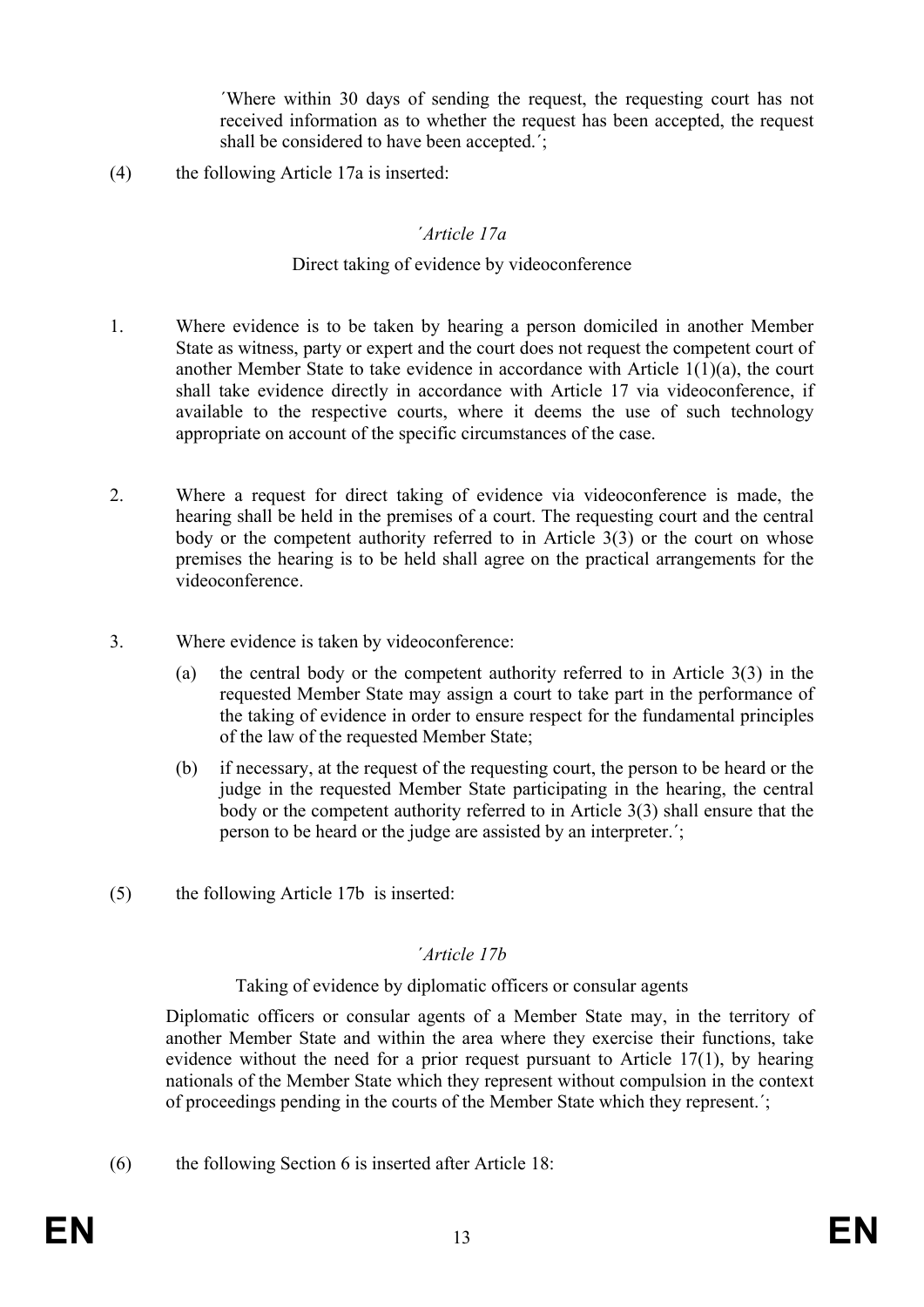´Where within 30 days of sending the request, the requesting court has not received information as to whether the request has been accepted, the request shall be considered to have been accepted.´;

(4) the following Article 17a is inserted:

*´Article 17a*

Direct taking of evidence by videoconference

1. Where evidence is to be taken by hearing a person domiciled in another Member State as witness, party or expert and the court does not request the competent court of another Member State to take evidence in accordance with Article 1(1)(a), the court shall take evidence directly in accordance with Article 17 via videoconference, if available to the respective courts, where it deems the use of such technology appropriate on account of the specific circumstances of the case.

2. Where a request for direct taking of evidence via videoconference is made, the hearing shall be held in the premises of a court. The requesting court and the central body or the competent authority referred to in Article 3(3) or the court on whose premises the hearing is to be held shall agree on the practical arrangements for the videoconference.

3. Where evidence is taken by videoconference:

   (a) the central body or the competent authority referred to in Article 3(3) in the requested Member State may assign a court to take part in the performance of the taking of evidence in order to ensure respect for the fundamental principles of the law of the requested Member State;

   (b) if necessary, at the request of the requesting court, the person to be heard or the judge in the requested Member State participating in the hearing, the central body or the competent authority referred to in Article 3(3) shall ensure that the person to be heard or the judge are assisted by an interpreter.´;

(5) the following Article 17b is inserted:

*´Article 17b*

Taking of evidence by diplomatic officers or consular agents

Diplomatic officers or consular agents of a Member State may, in the territory of another Member State and within the area where they exercise their functions, take evidence without the need for a prior request pursuant to Article 17(1), by hearing nationals of the Member State which they represent without compulsion in the context of proceedings pending in the courts of the Member State which they represent.´;

(6) the following Section 6 is inserted after Article 18: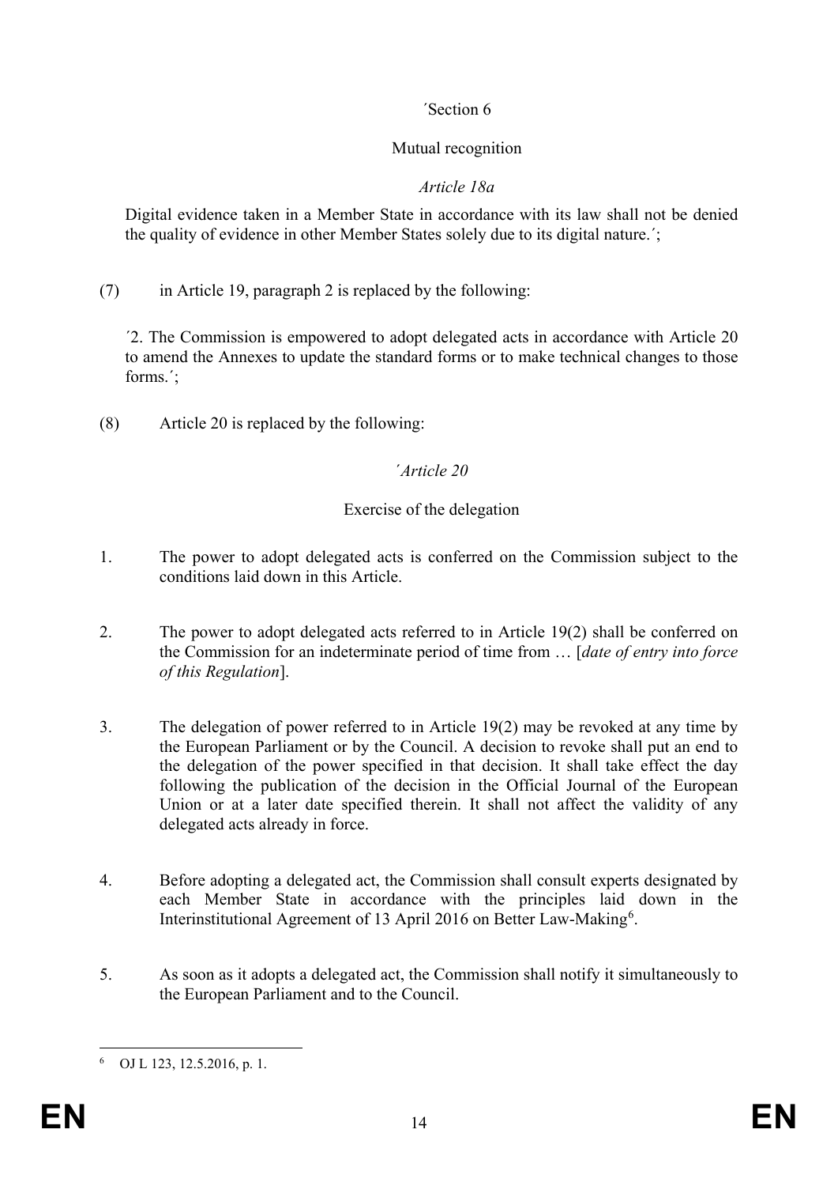´Section 6

Mutual recognition

*Article 18a*

Digital evidence taken in a Member State in accordance with its law shall not be denied the quality of evidence in other Member States solely due to its digital nature.´;

(7) in Article 19, paragraph 2 is replaced by the following:

´2. The Commission is empowered to adopt delegated acts in accordance with Article 20 to amend the Annexes to update the standard forms or to make technical changes to those forms.´;

(8) Article 20 is replaced by the following:

*´Article 20*

Exercise of the delegation

1. The power to adopt delegated acts is conferred on the Commission subject to the conditions laid down in this Article.

2. The power to adopt delegated acts referred to in Article 19(2) shall be conferred on the Commission for an indeterminate period of time from … [*date of entry into force of this Regulation*].

3. The delegation of power referred to in Article 19(2) may be revoked at any time by the European Parliament or by the Council. A decision to revoke shall put an end to the delegation of the power specified in that decision. It shall take effect the day following the publication of the decision in the Official Journal of the European Union or at a later date specified therein. It shall not affect the validity of any delegated acts already in force.

4. Before adopting a delegated act, the Commission shall consult experts designated by each Member State in accordance with the principles laid down in the Interinstitutional Agreement of 13 April 2016 on Better Law-Making[6].

5. As soon as it adopts a delegated act, the Commission shall notify it simultaneously to the European Parliament and to the Council.

[6] OJ L 123, 12.5.2016, p. 1.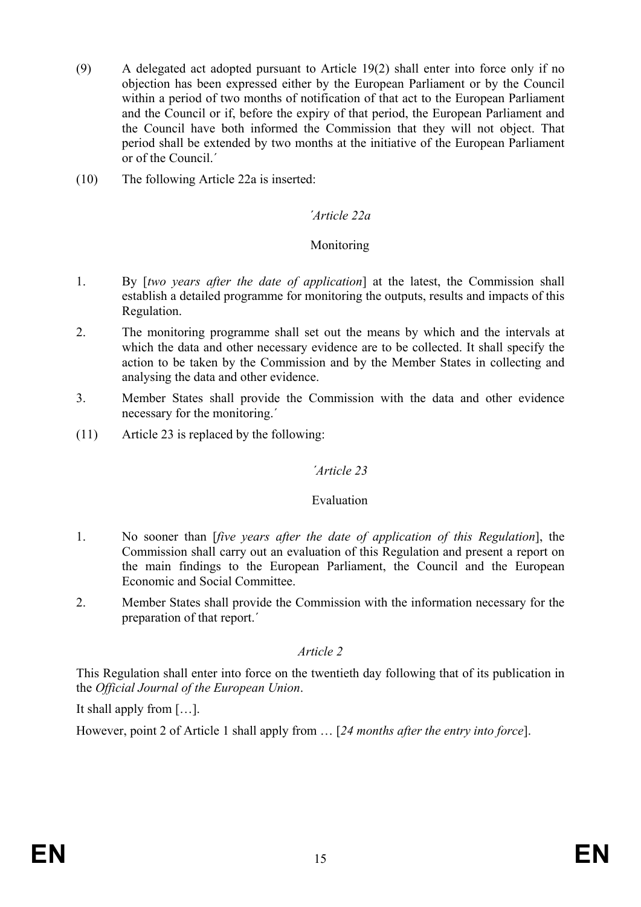(9) A delegated act adopted pursuant to Article 19(2) shall enter into force only if no objection has been expressed either by the European Parliament or by the Council within a period of two months of notification of that act to the European Parliament and the Council or if, before the expiry of that period, the European Parliament and the Council have both informed the Commission that they will not object. That period shall be extended by two months at the initiative of the European Parliament or of the Council.´

(10) The following Article 22a is inserted:

*´Article 22a*

Monitoring

1. By [*two years after the date of application*] at the latest, the Commission shall establish a detailed programme for monitoring the outputs, results and impacts of this Regulation.

2. The monitoring programme shall set out the means by which and the intervals at which the data and other necessary evidence are to be collected. It shall specify the action to be taken by the Commission and by the Member States in collecting and analysing the data and other evidence.

3. Member States shall provide the Commission with the data and other evidence necessary for the monitoring.´

(11) Article 23 is replaced by the following:

*´Article 23*

Evaluation

1. No sooner than [*five years after the date of application of this Regulation*], the Commission shall carry out an evaluation of this Regulation and present a report on the main findings to the European Parliament, the Council and the European Economic and Social Committee.

2. Member States shall provide the Commission with the information necessary for the preparation of that report.´

*Article 2*

This Regulation shall enter into force on the twentieth day following that of its publication in the *Official Journal of the European Union*.

It shall apply from […].

However, point 2 of Article 1 shall apply from … [*24 months after the entry into force*].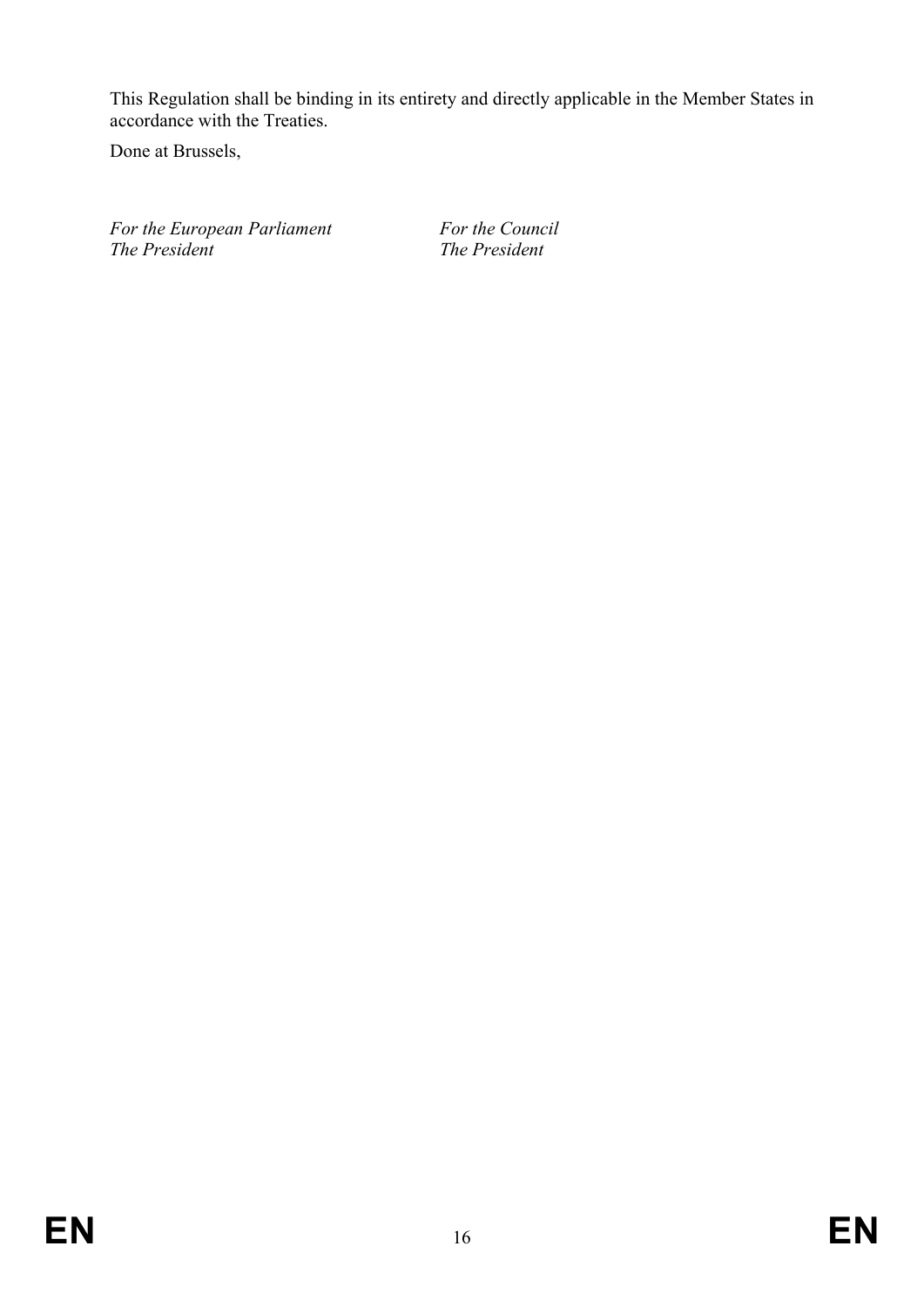This Regulation shall be binding in its entirety and directly applicable in the Member States in accordance with the Treaties.

Done at Brussels,

*For the European Parliament*
*The President*

*For the Council*
*The President*